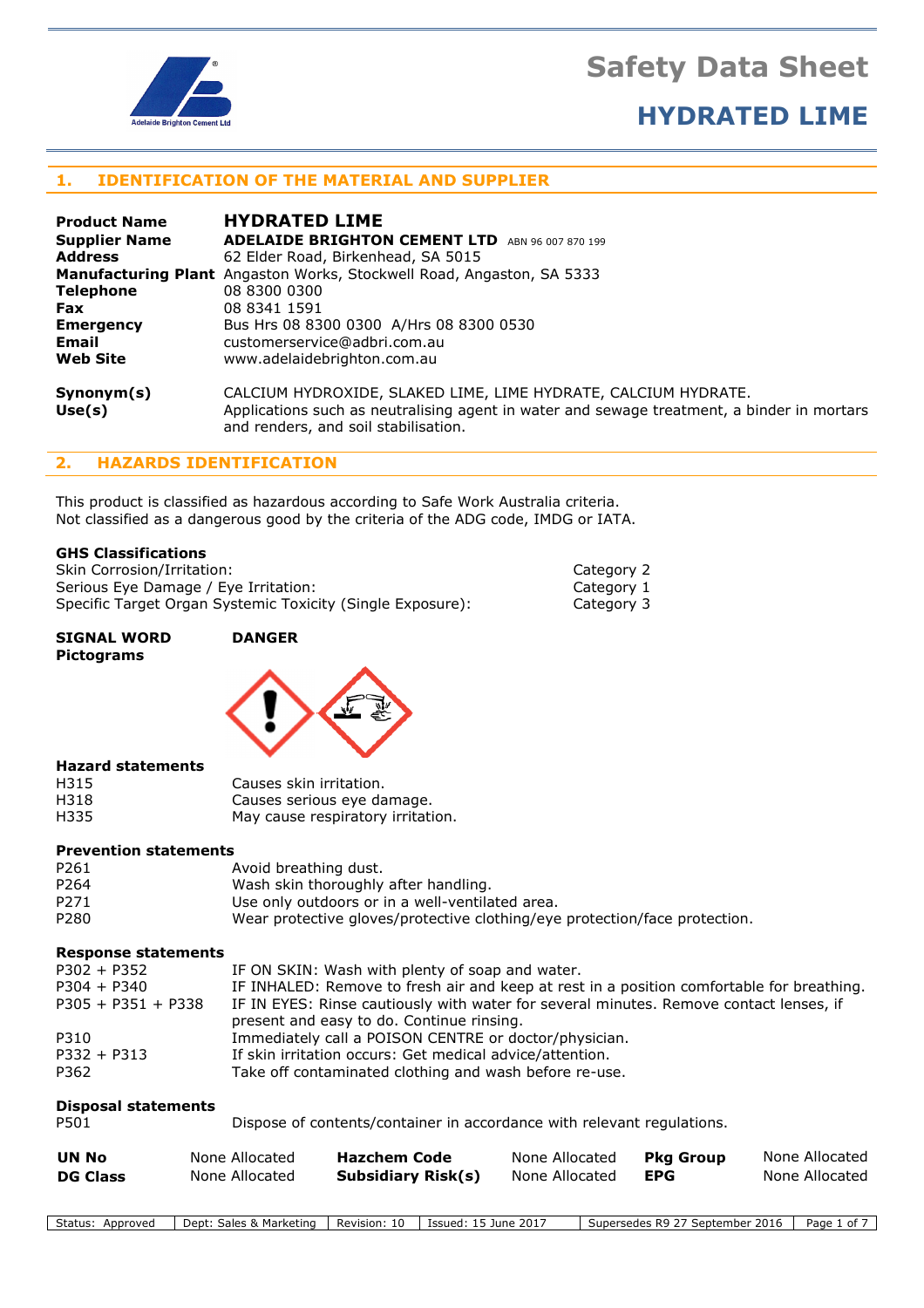# Safety Data Sheet

# HYDRATED LIME

## 1. IDENTIFICATION OF THE MATERIAL AND SUPPLIER

| | |
|---|---|
| **Product Name** | **HYDRATED LIME** |
| **Supplier Name** | **ADELAIDE BRIGHTON CEMENT LTD** ABN 96 007 870 199 |
| **Address** | 62 Elder Road, Birkenhead, SA 5015 |
| **Manufacturing Plant** | Angaston Works, Stockwell Road, Angaston, SA 5333 |
| **Telephone** | 08 8300 0300 |
| **Fax** | 08 8341 1591 |
| **Emergency** | Bus Hrs 08 8300 0300 A/Hrs 08 8300 0530 |
| **Email** | customerservice@adbri.com.au |
| **Web Site** | www.adelaidebrighton.com.au |
| **Synonym(s)** | CALCIUM HYDROXIDE, SLAKED LIME, LIME HYDRATE, CALCIUM HYDRATE. |
| **Use(s)** | Applications such as neutralising agent in water and sewage treatment, a binder in mortars and renders, and soil stabilisation. |

## 2. HAZARDS IDENTIFICATION

This product is classified as hazardous according to Safe Work Australia criteria.
Not classified as a dangerous good by the criteria of the ADG code, IMDG or IATA.

**GHS Classifications**

| | |
|---|---|
| Skin Corrosion/Irritation: | Category 2 |
| Serious Eye Damage / Eye Irritation: | Category 1 |
| Specific Target Organ Systemic Toxicity (Single Exposure): | Category 3 |

**SIGNAL WORD** **DANGER**

**Pictograms**

**Hazard statements**

| | |
|---|---|
| H315 | Causes skin irritation. |
| H318 | Causes serious eye damage. |
| H335 | May cause respiratory irritation. |

**Prevention statements**

| | |
|---|---|
| P261 | Avoid breathing dust. |
| P264 | Wash skin thoroughly after handling. |
| P271 | Use only outdoors or in a well-ventilated area. |
| P280 | Wear protective gloves/protective clothing/eye protection/face protection. |

**Response statements**

| | |
|---|---|
| P302 + P352 | IF ON SKIN: Wash with plenty of soap and water. |
| P304 + P340 | IF INHALED: Remove to fresh air and keep at rest in a position comfortable for breathing. |
| P305 + P351 + P338 | IF IN EYES: Rinse cautiously with water for several minutes. Remove contact lenses, if present and easy to do. Continue rinsing. |
| P310 | Immediately call a POISON CENTRE or doctor/physician. |
| P332 + P313 | If skin irritation occurs: Get medical advice/attention. |
| P362 | Take off contaminated clothing and wash before re-use. |

**Disposal statements**

| | |
|---|---|
| P501 | Dispose of contents/container in accordance with relevant regulations. |

| | | | | | |
|---|---|---|---|---|---|
| **UN No** | None Allocated | **Hazchem Code** | None Allocated | **Pkg Group** | None Allocated |
| **DG Class** | None Allocated | **Subsidiary Risk(s)** | None Allocated | **EPG** | None Allocated |

| | | | | |
|---|---|---|---|---|
| Status: Approved | Dept: Sales & Marketing | Revision: 10 | Issued: 15 June 2017 | Supersedes R9 27 September 2016 |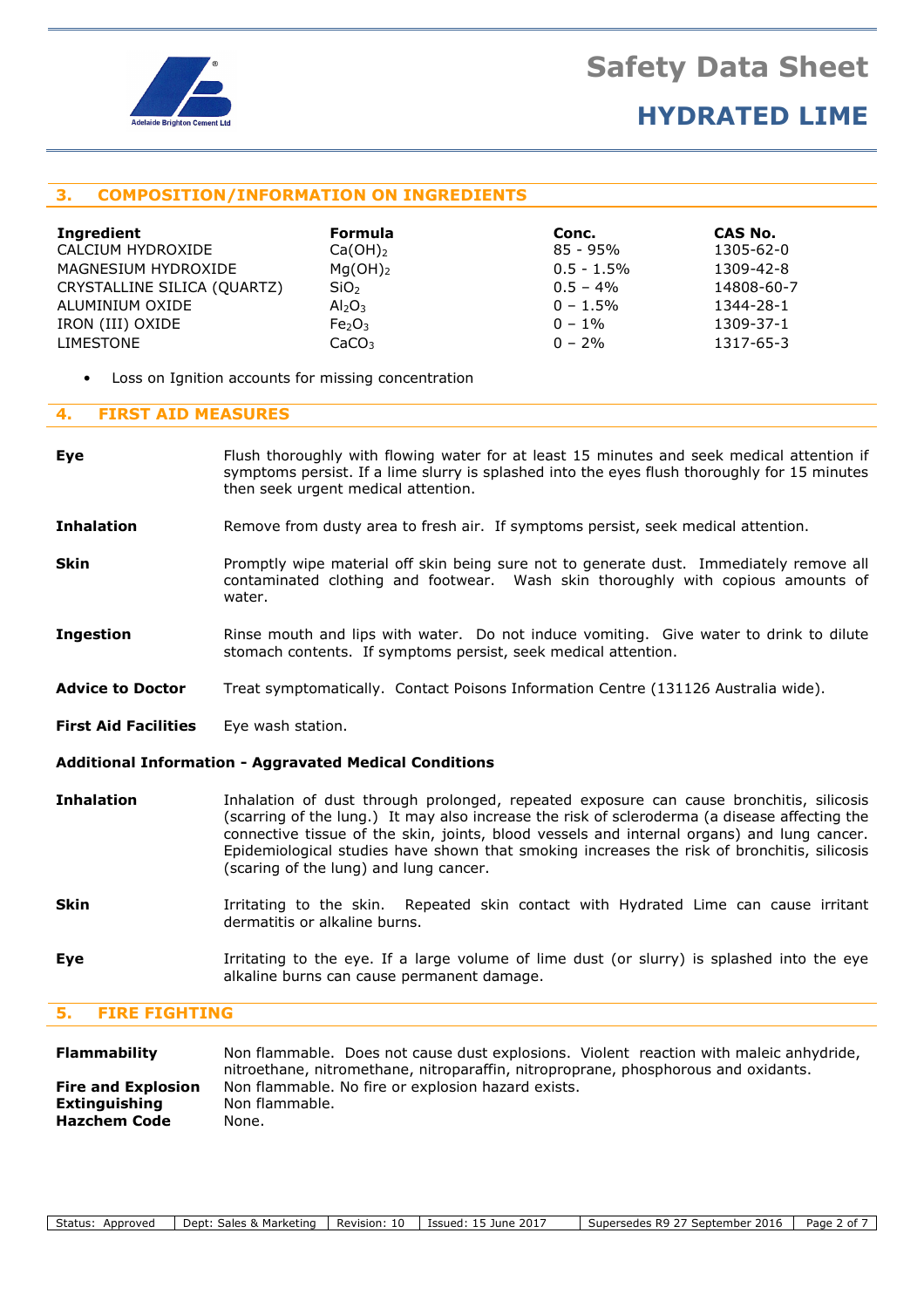## 3. COMPOSITION/INFORMATION ON INGREDIENTS

| Ingredient | Formula | Conc. | CAS No. |
|---|---|---|---|
| CALCIUM HYDROXIDE | $Ca(OH)_2$ | 85 - 95% | 1305-62-0 |
| MAGNESIUM HYDROXIDE | $Mg(OH)_2$ | 0.5 - 1.5% | 1309-42-8 |
| CRYSTALLINE SILICA (QUARTZ) | $SiO_2$ | 0.5 – 4% | 14808-60-7 |
| ALUMINIUM OXIDE | $Al_2O_3$ | 0 – 1.5% | 1344-28-1 |
| IRON (III) OXIDE | $Fe_2O_3$ | 0 – 1% | 1309-37-1 |
| LIMESTONE | $CaCO_3$ | 0 – 2% | 1317-65-3 |

- Loss on Ignition accounts for missing concentration

## 4. FIRST AID MEASURES

**Eye** Flush thoroughly with flowing water for at least 15 minutes and seek medical attention if symptoms persist. If a lime slurry is splashed into the eyes flush thoroughly for 15 minutes then seek urgent medical attention.

**Inhalation** Remove from dusty area to fresh air. If symptoms persist, seek medical attention.

**Skin** Promptly wipe material off skin being sure not to generate dust. Immediately remove all contaminated clothing and footwear. Wash skin thoroughly with copious amounts of water.

**Ingestion** Rinse mouth and lips with water. Do not induce vomiting. Give water to drink to dilute stomach contents. If symptoms persist, seek medical attention.

**Advice to Doctor** Treat symptomatically. Contact Poisons Information Centre (131126 Australia wide).

**First Aid Facilities** Eye wash station.

**Additional Information - Aggravated Medical Conditions**

**Inhalation** Inhalation of dust through prolonged, repeated exposure can cause bronchitis, silicosis (scarring of the lung.) It may also increase the risk of scleroderma (a disease affecting the connective tissue of the skin, joints, blood vessels and internal organs) and lung cancer. Epidemiological studies have shown that smoking increases the risk of bronchitis, silicosis (scaring of the lung) and lung cancer.

**Skin** Irritating to the skin. Repeated skin contact with Hydrated Lime can cause irritant dermatitis or alkaline burns.

**Eye** Irritating to the eye. If a large volume of lime dust (or slurry) is splashed into the eye alkaline burns can cause permanent damage.

## 5. FIRE FIGHTING

**Flammability** Non flammable. Does not cause dust explosions. Violent reaction with maleic anhydride, nitroethane, nitromethane, nitroparaffin, nitroproprane, phosphorous and oxidants.

**Fire and Explosion** Non flammable. No fire or explosion hazard exists.

**Extinguishing** Non flammable.

**Hazchem Code** None.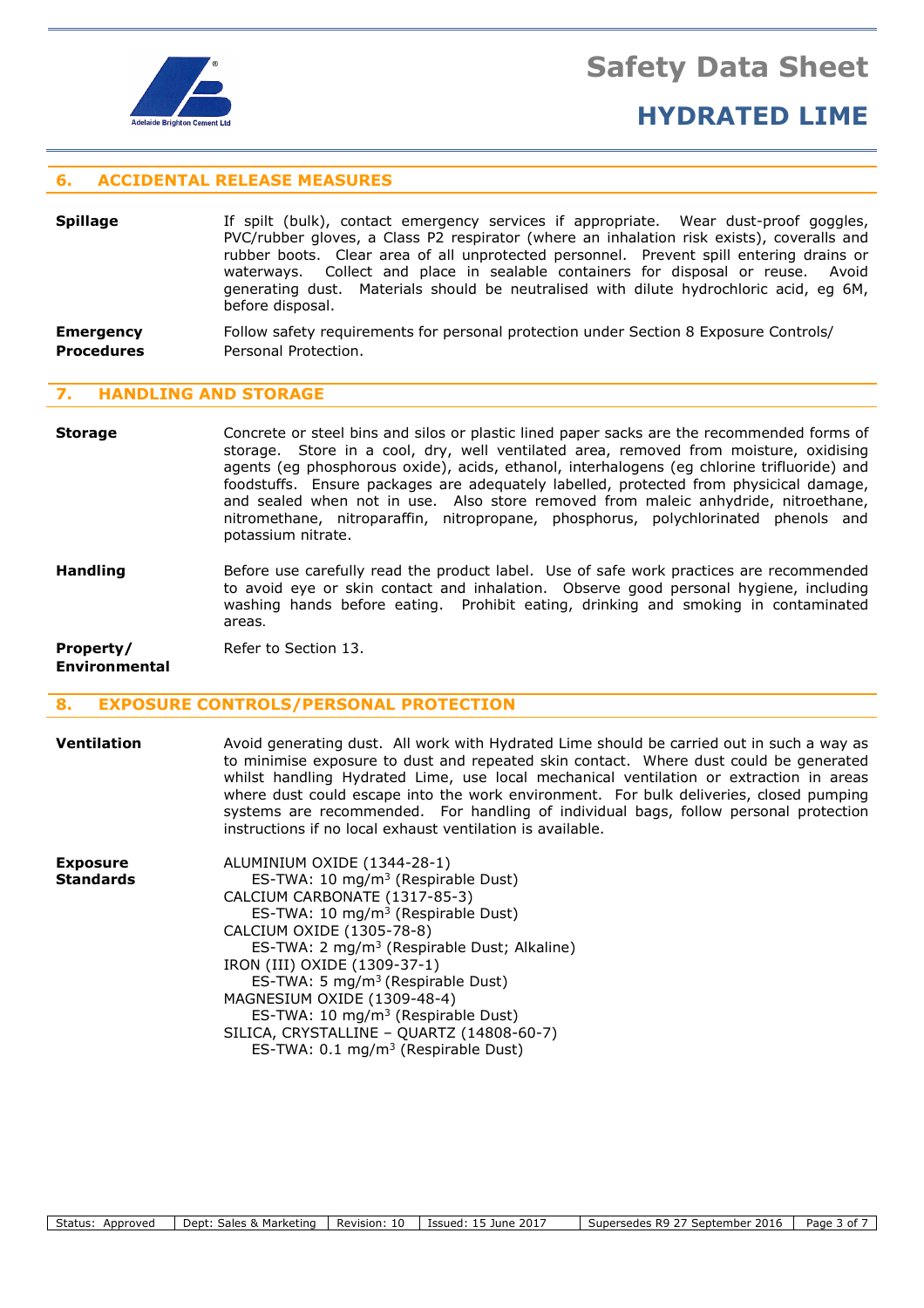## 6. ACCIDENTAL RELEASE MEASURES

**Spillage**

If spilt (bulk), contact emergency services if appropriate. Wear dust-proof goggles, PVC/rubber gloves, a Class P2 respirator (where an inhalation risk exists), coveralls and rubber boots. Clear area of all unprotected personnel. Prevent spill entering drains or waterways. Collect and place in sealable containers for disposal or reuse. Avoid generating dust. Materials should be neutralised with dilute hydrochloric acid, eg 6M, before disposal.

**Emergency Procedures**

Follow safety requirements for personal protection under Section 8 Exposure Controls/ Personal Protection.

## 7. HANDLING AND STORAGE

**Storage**

Concrete or steel bins and silos or plastic lined paper sacks are the recommended forms of storage. Store in a cool, dry, well ventilated area, removed from moisture, oxidising agents (eg phosphorous oxide), acids, ethanol, interhalogens (eg chlorine trifluoride) and foodstuffs. Ensure packages are adequately labelled, protected from physicial damage, and sealed when not in use. Also store removed from maleic anhydride, nitroethane, nitromethane, nitroparaffin, nitropropane, phosphorus, polychlorinated phenols and potassium nitrate.

**Handling**

Before use carefully read the product label. Use of safe work practices are recommended to avoid eye or skin contact and inhalation. Observe good personal hygiene, including washing hands before eating. Prohibit eating, drinking and smoking in contaminated areas.

**Property/ Environmental**

Refer to Section 13.

## 8. EXPOSURE CONTROLS/PERSONAL PROTECTION

**Ventilation**

Avoid generating dust. All work with Hydrated Lime should be carried out in such a way as to minimise exposure to dust and repeated skin contact. Where dust could be generated whilst handling Hydrated Lime, use local mechanical ventilation or extraction in areas where dust could escape into the work environment. For bulk deliveries, closed pumping systems are recommended. For handling of individual bags, follow personal protection instructions if no local exhaust ventilation is available.

**Exposure Standards**

ALUMINIUM OXIDE (1344-28-1)
ES-TWA: 10 mg/m$^3$ (Respirable Dust)
CALCIUM CARBONATE (1317-85-3)
ES-TWA: 10 mg/m$^3$ (Respirable Dust)
CALCIUM OXIDE (1305-78-8)
ES-TWA: 2 mg/m$^3$ (Respirable Dust; Alkaline)
IRON (III) OXIDE (1309-37-1)
ES-TWA: 5 mg/m$^3$ (Respirable Dust)
MAGNESIUM OXIDE (1309-48-4)
ES-TWA: 10 mg/m$^3$ (Respirable Dust)
SILICA, CRYSTALLINE – QUARTZ (14808-60-7)
ES-TWA: 0.1 mg/m$^3$ (Respirable Dust)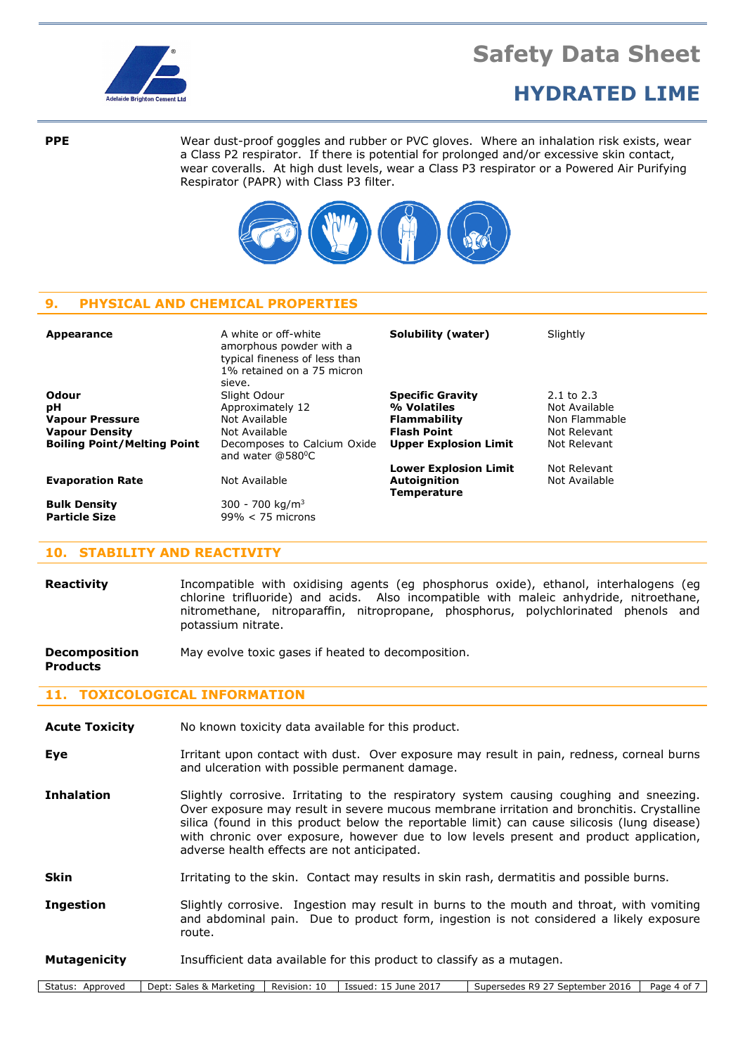**PPE**

Wear dust-proof goggles and rubber or PVC gloves. Where an inhalation risk exists, wear a Class P2 respirator. If there is potential for prolonged and/or excessive skin contact, wear coveralls. At high dust levels, wear a Class P3 respirator or a Powered Air Purifying Respirator (PAPR) with Class P3 filter.

## 9. PHYSICAL AND CHEMICAL PROPERTIES

| | | | |
|---|---|---|---|
| **Appearance** | A white or off-white amorphous powder with a typical fineness of less than 1% retained on a 75 micron sieve. | **Solubility (water)** | Slightly |
| **Odour** | Slight Odour | **Specific Gravity** | 2.1 to 2.3 |
| **pH** | Approximately 12 | **% Volatiles** | Not Available |
| **Vapour Pressure** | Not Available | **Flammability** | Non Flammable |
| **Vapour Density** | Not Available | **Flash Point** | Not Relevant |
| **Boiling Point/Melting Point** | Decomposes to Calcium Oxide and water @580$^0$C | **Upper Explosion Limit** | Not Relevant |
| | | **Lower Explosion Limit** | Not Relevant |
| **Evaporation Rate** | Not Available | **Autoignition Temperature** | Not Available |
| **Bulk Density** | 300 - 700 kg/m$^3$ | | |
| **Particle Size** | 99% < 75 microns | | |

## 10. STABILITY AND REACTIVITY

**Reactivity**

Incompatible with oxidising agents (eg phosphorus oxide), ethanol, interhalogens (eg chlorine trifluoride) and acids. Also incompatible with maleic anhydride, nitroethane, nitromethane, nitroparaffin, nitropropane, phosphorus, polychlorinated phenols and potassium nitrate.

**Decomposition Products**

May evolve toxic gases if heated to decomposition.

## 11. TOXICOLOGICAL INFORMATION

**Acute Toxicity**

No known toxicity data available for this product.

**Eye**

Irritant upon contact with dust. Over exposure may result in pain, redness, corneal burns and ulceration with possible permanent damage.

**Inhalation**

Slightly corrosive. Irritating to the respiratory system causing coughing and sneezing. Over exposure may result in severe mucous membrane irritation and bronchitis. Crystalline silica (found in this product below the reportable limit) can cause silicosis (lung disease) with chronic over exposure, however due to low levels present and product application, adverse health effects are not anticipated.

**Skin**

Irritating to the skin. Contact may results in skin rash, dermatitis and possible burns.

**Ingestion**

Slightly corrosive. Ingestion may result in burns to the mouth and throat, with vomiting and abdominal pain. Due to product form, ingestion is not considered a likely exposure route.

**Mutagenicity**

Insufficient data available for this product to classify as a mutagen.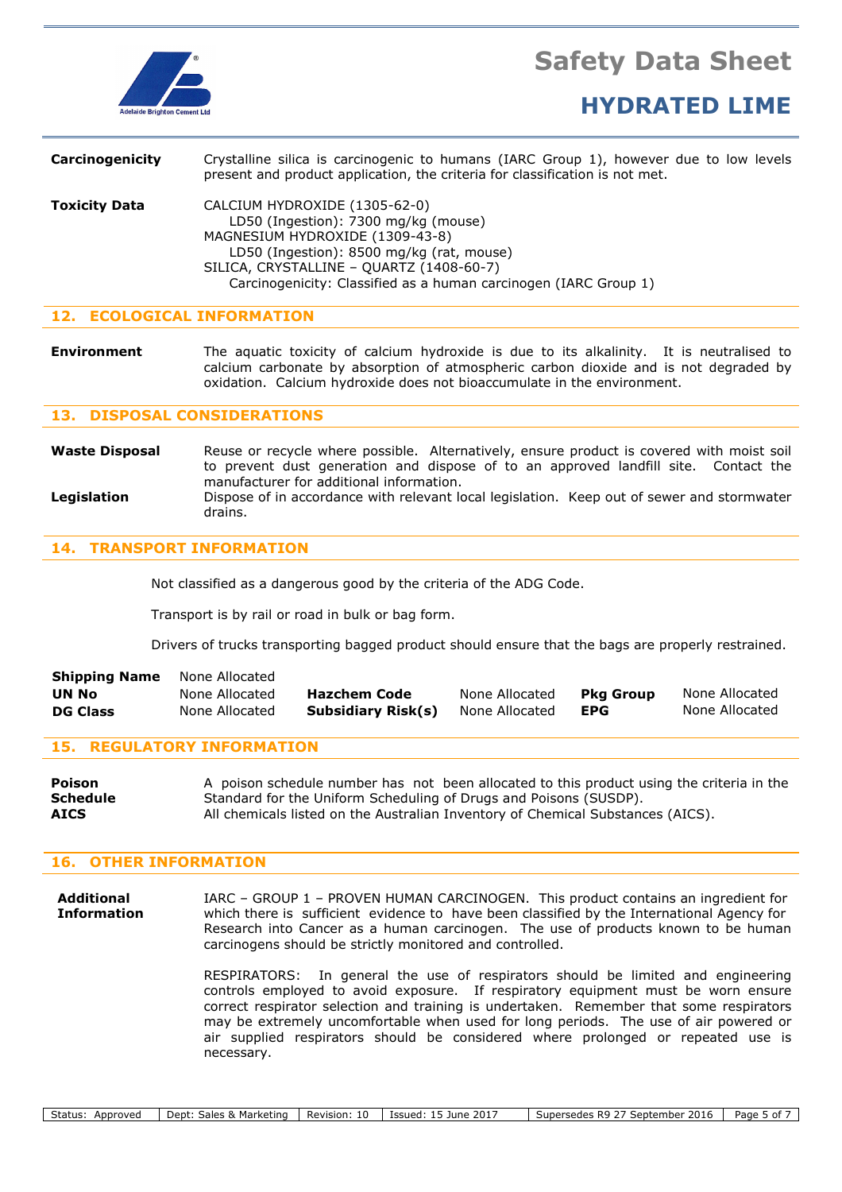**Carcinogenicity** Crystalline silica is carcinogenic to humans (IARC Group 1), however due to low levels present and product application, the criteria for classification is not met.

**Toxicity Data** CALCIUM HYDROXIDE (1305-62-0)
LD50 (Ingestion): 7300 mg/kg (mouse)
MAGNESIUM HYDROXIDE (1309-43-8)
LD50 (Ingestion): 8500 mg/kg (rat, mouse)
SILICA, CRYSTALLINE – QUARTZ (1408-60-7)
Carcinogenicity: Classified as a human carcinogen (IARC Group 1)

## 12. ECOLOGICAL INFORMATION

**Environment** The aquatic toxicity of calcium hydroxide is due to its alkalinity. It is neutralised to calcium carbonate by absorption of atmospheric carbon dioxide and is not degraded by oxidation. Calcium hydroxide does not bioaccumulate in the environment.

## 13. DISPOSAL CONSIDERATIONS

**Waste Disposal** Reuse or recycle where possible. Alternatively, ensure product is covered with moist soil to prevent dust generation and dispose of to an approved landfill site. Contact the manufacturer for additional information.

**Legislation** Dispose of in accordance with relevant local legislation. Keep out of sewer and stormwater drains.

## 14. TRANSPORT INFORMATION

Not classified as a dangerous good by the criteria of the ADG Code.

Transport is by rail or road in bulk or bag form.

Drivers of trucks transporting bagged product should ensure that the bags are properly restrained.

| | | | | | |
|---|---|---|---|---|---|
| **Shipping Name** | None Allocated | | | | |
| **UN No** | None Allocated | **Hazchem Code** | None Allocated | **Pkg Group** | None Allocated |
| **DG Class** | None Allocated | **Subsidiary Risk(s)** | None Allocated | **EPG** | None Allocated |

## 15. REGULATORY INFORMATION

**Poison Schedule** A poison schedule number has not been allocated to this product using the criteria in the Standard for the Uniform Scheduling of Drugs and Poisons (SUSDP).

**AICS** All chemicals listed on the Australian Inventory of Chemical Substances (AICS).

## 16. OTHER INFORMATION

**Additional Information** IARC – GROUP 1 – PROVEN HUMAN CARCINOGEN. This product contains an ingredient for which there is sufficient evidence to have been classified by the International Agency for Research into Cancer as a human carcinogen. The use of products known to be human carcinogens should be strictly monitored and controlled.

RESPIRATORS: In general the use of respirators should be limited and engineering controls employed to avoid exposure. If respiratory equipment must be worn ensure correct respirator selection and training is undertaken. Remember that some respirators may be extremely uncomfortable when used for long periods. The use of air powered or air supplied respirators should be considered where prolonged or repeated use is necessary.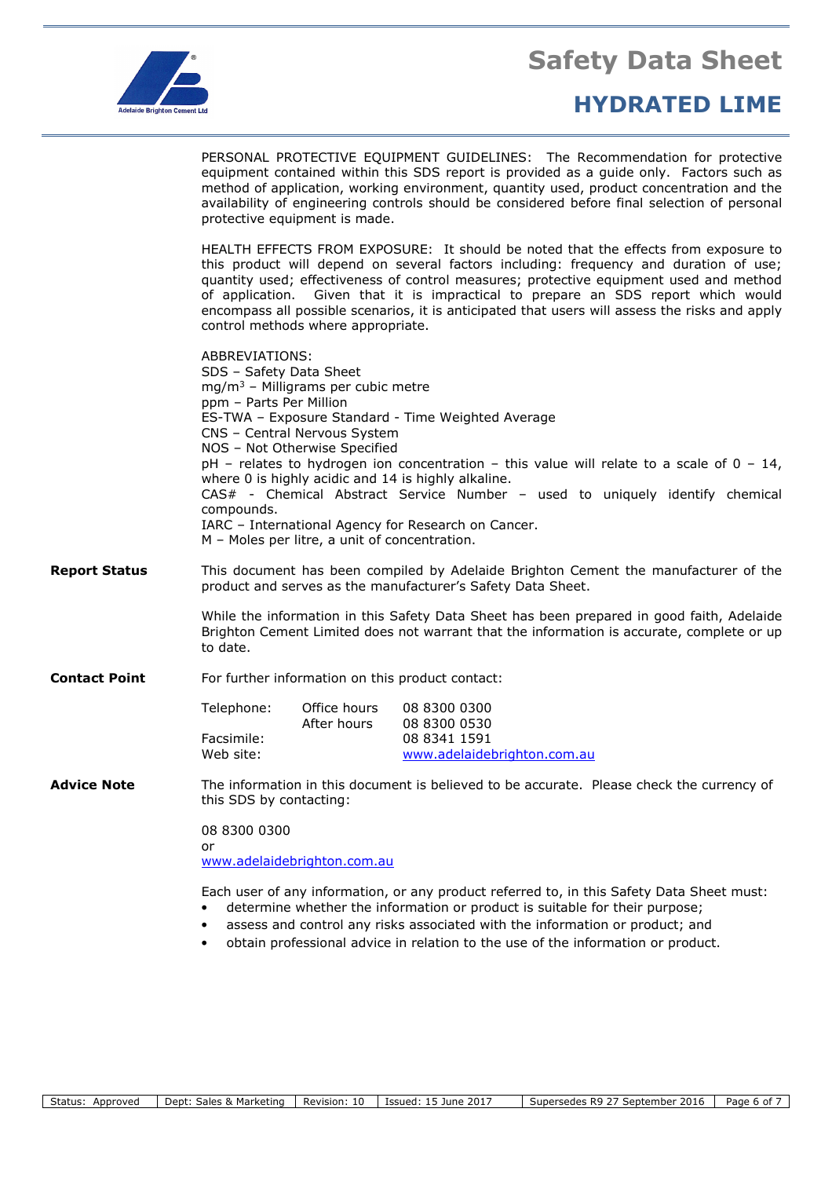PERSONAL PROTECTIVE EQUIPMENT GUIDELINES: The Recommendation for protective equipment contained within this SDS report is provided as a guide only. Factors such as method of application, working environment, quantity used, product concentration and the availability of engineering controls should be considered before final selection of personal protective equipment is made.

HEALTH EFFECTS FROM EXPOSURE: It should be noted that the effects from exposure to this product will depend on several factors including: frequency and duration of use; quantity used; effectiveness of control measures; protective equipment used and method of application. Given that it is impractical to prepare an SDS report which would encompass all possible scenarios, it is anticipated that users will assess the risks and apply control methods where appropriate.

ABBREVIATIONS:
SDS – Safety Data Sheet
$mg/m^3$ – Milligrams per cubic metre
ppm – Parts Per Million
ES-TWA – Exposure Standard - Time Weighted Average
CNS – Central Nervous System
NOS – Not Otherwise Specified
pH – relates to hydrogen ion concentration – this value will relate to a scale of 0 – 14, where 0 is highly acidic and 14 is highly alkaline.
CAS# - Chemical Abstract Service Number – used to uniquely identify chemical compounds.
IARC – International Agency for Research on Cancer.
M – Moles per litre, a unit of concentration.

**Report Status**

This document has been compiled by Adelaide Brighton Cement the manufacturer of the product and serves as the manufacturer's Safety Data Sheet.

While the information in this Safety Data Sheet has been prepared in good faith, Adelaide Brighton Cement Limited does not warrant that the information is accurate, complete or up to date.

**Contact Point**

For further information on this product contact:

| | | |
|---|---|---|
| Telephone: | Office hours | 08 8300 0300 |
| | After hours | 08 8300 0530 |
| Facsimile: | | 08 8341 1591 |
| Web site: | | www.adelaidebrighton.com.au |

**Advice Note**

The information in this document is believed to be accurate. Please check the currency of this SDS by contacting:

08 8300 0300
or
www.adelaidebrighton.com.au

Each user of any information, or any product referred to, in this Safety Data Sheet must:

- determine whether the information or product is suitable for their purpose;
- assess and control any risks associated with the information or product; and
- obtain professional advice in relation to the use of the information or product.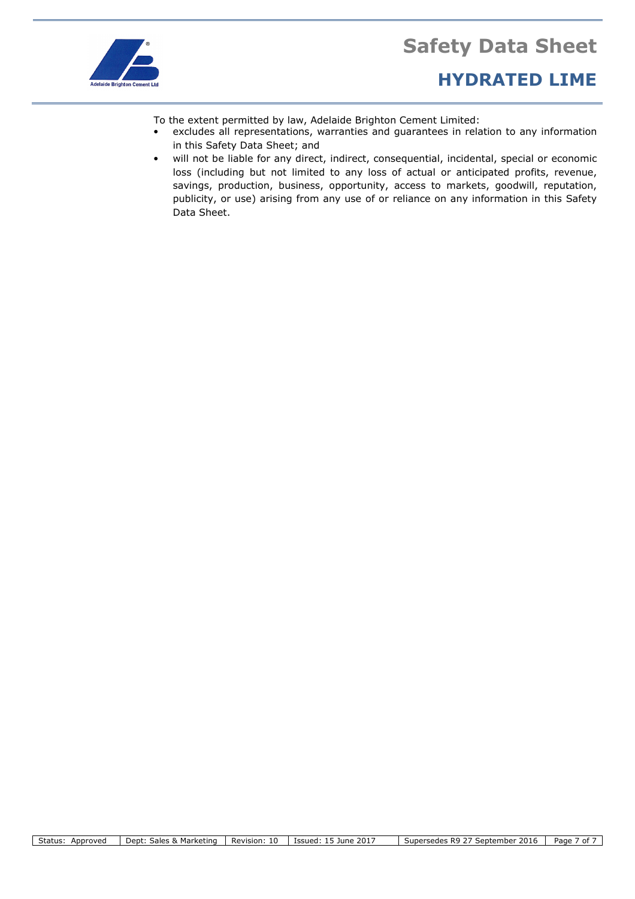To the extent permitted by law, Adelaide Brighton Cement Limited:

- excludes all representations, warranties and guarantees in relation to any information in this Safety Data Sheet; and
- will not be liable for any direct, indirect, consequential, incidental, special or economic loss (including but not limited to any loss of actual or anticipated profits, revenue, savings, production, business, opportunity, access to markets, goodwill, reputation, publicity, or use) arising from any use of or reliance on any information in this Safety Data Sheet.